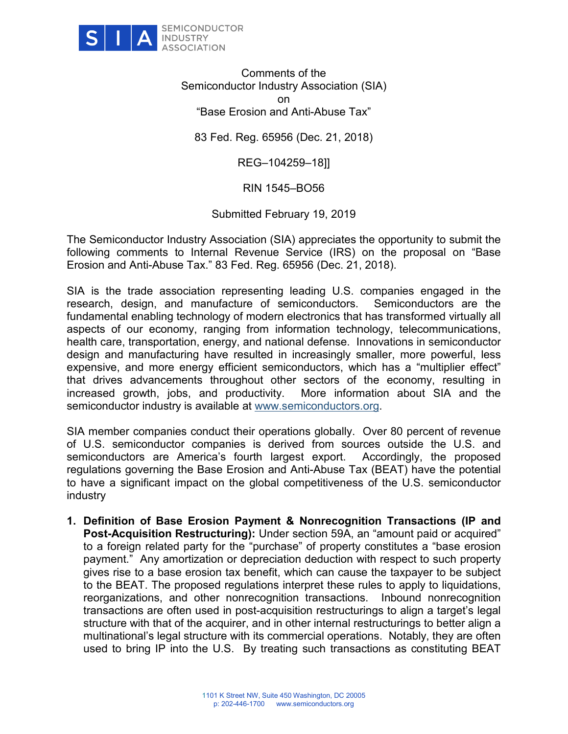SIA SEMICONDUCTOR INDUSTRY ASSOCIATION

Comments of the
Semiconductor Industry Association (SIA)
on
"Base Erosion and Anti-Abuse Tax"

83 Fed. Reg. 65956 (Dec. 21, 2018)

REG–104259–18]]

RIN 1545–BO56

Submitted February 19, 2019

The Semiconductor Industry Association (SIA) appreciates the opportunity to submit the following comments to Internal Revenue Service (IRS) on the proposal on "Base Erosion and Anti-Abuse Tax." 83 Fed. Reg. 65956 (Dec. 21, 2018).

SIA is the trade association representing leading U.S. companies engaged in the research, design, and manufacture of semiconductors. Semiconductors are the fundamental enabling technology of modern electronics that has transformed virtually all aspects of our economy, ranging from information technology, telecommunications, health care, transportation, energy, and national defense. Innovations in semiconductor design and manufacturing have resulted in increasingly smaller, more powerful, less expensive, and more energy efficient semiconductors, which has a "multiplier effect" that drives advancements throughout other sectors of the economy, resulting in increased growth, jobs, and productivity. More information about SIA and the semiconductor industry is available at www.semiconductors.org.

SIA member companies conduct their operations globally. Over 80 percent of revenue of U.S. semiconductor companies is derived from sources outside the U.S. and semiconductors are America's fourth largest export. Accordingly, the proposed regulations governing the Base Erosion and Anti-Abuse Tax (BEAT) have the potential to have a significant impact on the global competitiveness of the U.S. semiconductor industry

1. **Definition of Base Erosion Payment & Nonrecognition Transactions (IP and Post-Acquisition Restructuring):** Under section 59A, an "amount paid or acquired" to a foreign related party for the "purchase" of property constitutes a "base erosion payment." Any amortization or depreciation deduction with respect to such property gives rise to a base erosion tax benefit, which can cause the taxpayer to be subject to the BEAT. The proposed regulations interpret these rules to apply to liquidations, reorganizations, and other nonrecognition transactions. Inbound nonrecognition transactions are often used in post-acquisition restructurings to align a target's legal structure with that of the acquirer, and in other internal restructurings to better align a multinational's legal structure with its commercial operations. Notably, they are often used to bring IP into the U.S. By treating such transactions as constituting BEAT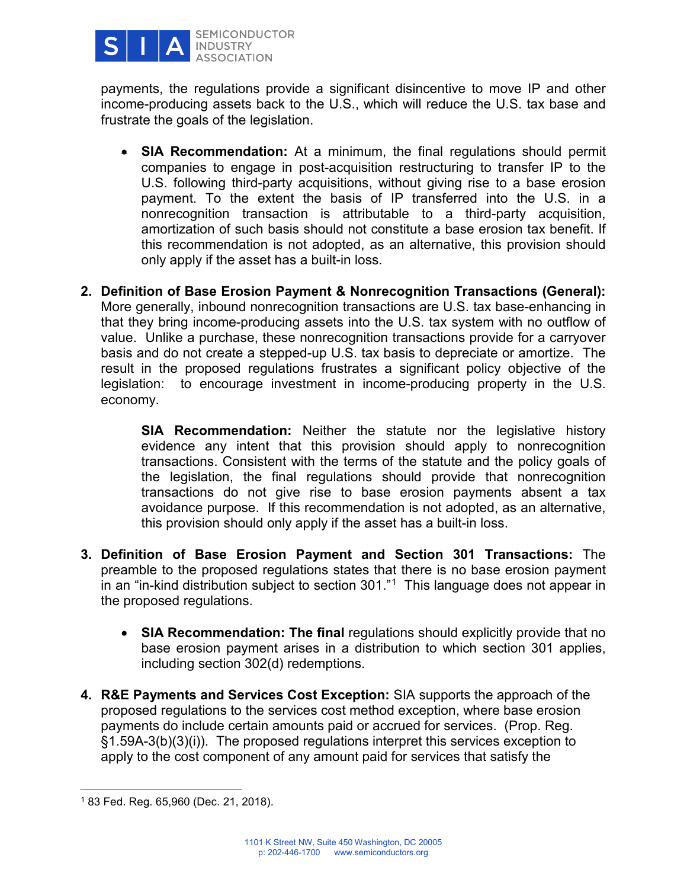payments, the regulations provide a significant disincentive to move IP and other income-producing assets back to the U.S., which will reduce the U.S. tax base and frustrate the goals of the legislation.

- **SIA Recommendation:** At a minimum, the final regulations should permit companies to engage in post-acquisition restructuring to transfer IP to the U.S. following third-party acquisitions, without giving rise to a base erosion payment. To the extent the basis of IP transferred into the U.S. in a nonrecognition transaction is attributable to a third-party acquisition, amortization of such basis should not constitute a base erosion tax benefit. If this recommendation is not adopted, as an alternative, this provision should only apply if the asset has a built-in loss.

2. **Definition of Base Erosion Payment & Nonrecognition Transactions (General):** More generally, inbound nonrecognition transactions are U.S. tax base-enhancing in that they bring income-producing assets into the U.S. tax system with no outflow of value. Unlike a purchase, these nonrecognition transactions provide for a carryover basis and do not create a stepped-up U.S. tax basis to depreciate or amortize. The result in the proposed regulations frustrates a significant policy objective of the legislation: to encourage investment in income-producing property in the U.S. economy.

   **SIA Recommendation:** Neither the statute nor the legislative history evidence any intent that this provision should apply to nonrecognition transactions. Consistent with the terms of the statute and the policy goals of the legislation, the final regulations should provide that nonrecognition transactions do not give rise to base erosion payments absent a tax avoidance purpose. If this recommendation is not adopted, as an alternative, this provision should only apply if the asset has a built-in loss.

3. **Definition of Base Erosion Payment and Section 301 Transactions:** The preamble to the proposed regulations states that there is no base erosion payment in an "in-kind distribution subject to section 301."[1] This language does not appear in the proposed regulations.

   - **SIA Recommendation: The final** regulations should explicitly provide that no base erosion payment arises in a distribution to which section 301 applies, including section 302(d) redemptions.

4. **R&E Payments and Services Cost Exception:** SIA supports the approach of the proposed regulations to the services cost method exception, where base erosion payments do include certain amounts paid or accrued for services. (Prop. Reg. §1.59A-3(b)(3)(i)). The proposed regulations interpret this services exception to apply to the cost component of any amount paid for services that satisfy the

[1] 83 Fed. Reg. 65,960 (Dec. 21, 2018).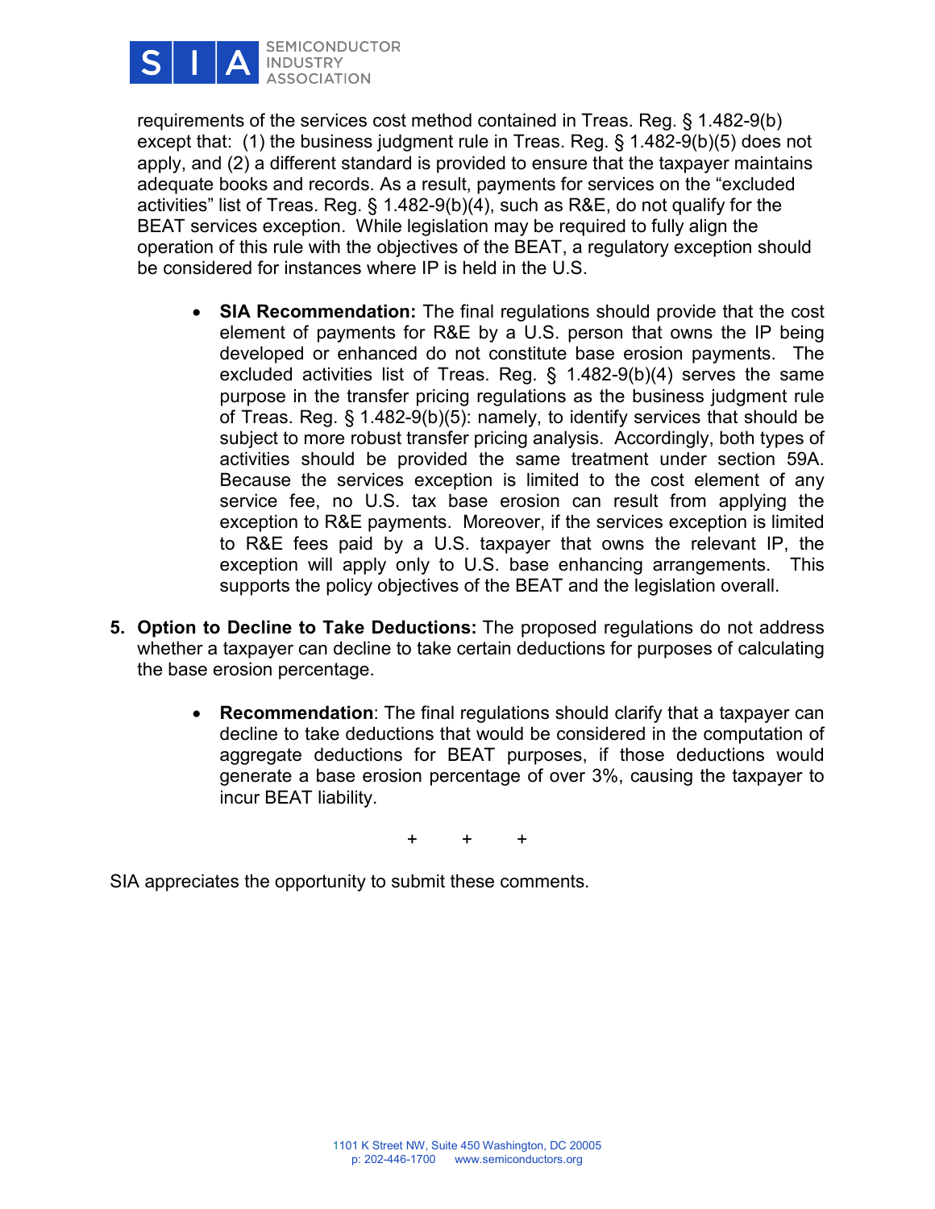requirements of the services cost method contained in Treas. Reg. § 1.482-9(b) except that: (1) the business judgment rule in Treas. Reg. § 1.482-9(b)(5) does not apply, and (2) a different standard is provided to ensure that the taxpayer maintains adequate books and records. As a result, payments for services on the "excluded activities" list of Treas. Reg. § 1.482-9(b)(4), such as R&E, do not qualify for the BEAT services exception. While legislation may be required to fully align the operation of this rule with the objectives of the BEAT, a regulatory exception should be considered for instances where IP is held in the U.S.

- **SIA Recommendation:** The final regulations should provide that the cost element of payments for R&E by a U.S. person that owns the IP being developed or enhanced do not constitute base erosion payments. The excluded activities list of Treas. Reg. § 1.482-9(b)(4) serves the same purpose in the transfer pricing regulations as the business judgment rule of Treas. Reg. § 1.482-9(b)(5): namely, to identify services that should be subject to more robust transfer pricing analysis. Accordingly, both types of activities should be provided the same treatment under section 59A. Because the services exception is limited to the cost element of any service fee, no U.S. tax base erosion can result from applying the exception to R&E payments. Moreover, if the services exception is limited to R&E fees paid by a U.S. taxpayer that owns the relevant IP, the exception will apply only to U.S. base enhancing arrangements. This supports the policy objectives of the BEAT and the legislation overall.

5. **Option to Decline to Take Deductions:** The proposed regulations do not address whether a taxpayer can decline to take certain deductions for purposes of calculating the base erosion percentage.

   - **Recommendation**: The final regulations should clarify that a taxpayer can decline to take deductions that would be considered in the computation of aggregate deductions for BEAT purposes, if those deductions would generate a base erosion percentage of over 3%, causing the taxpayer to incur BEAT liability.

+ + +

SIA appreciates the opportunity to submit these comments.